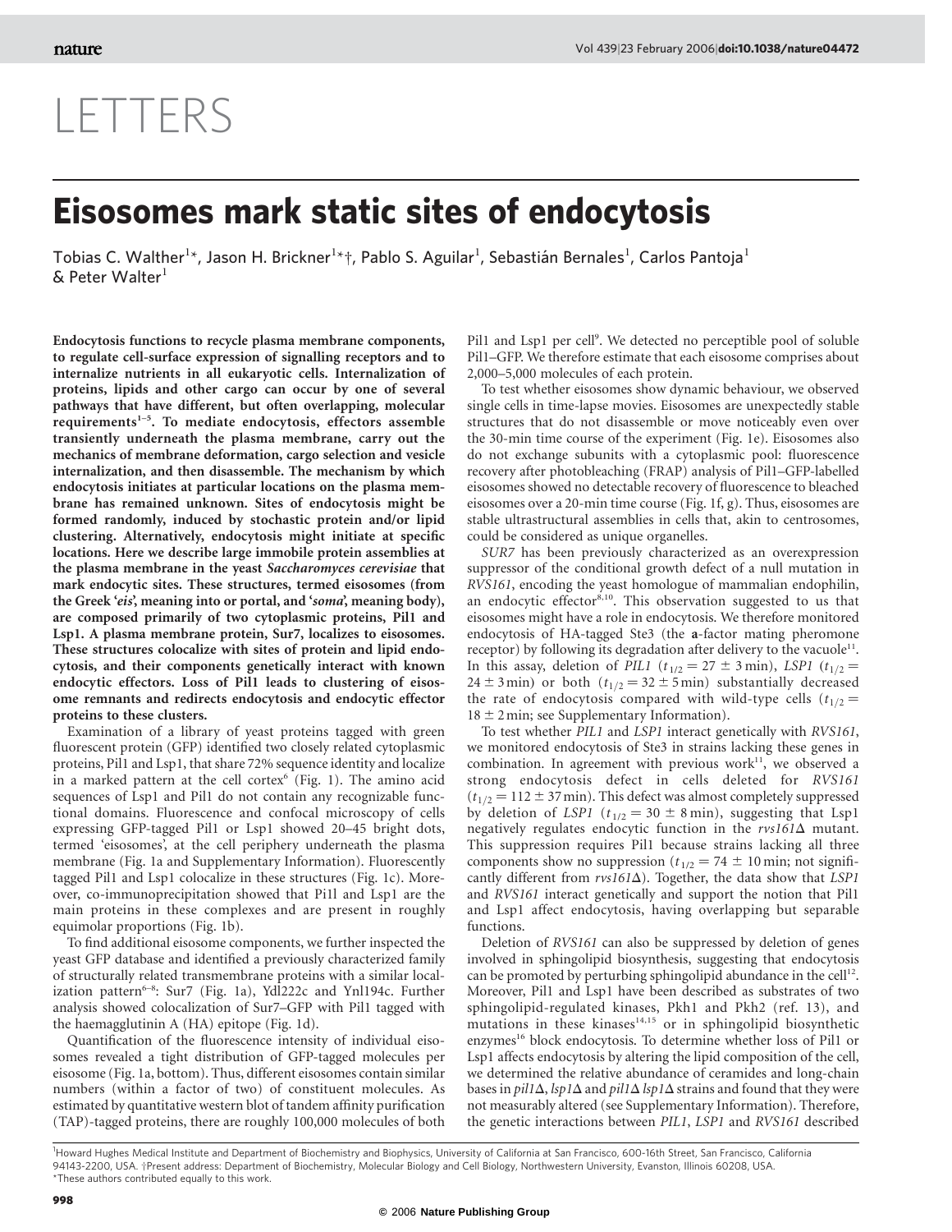# LETTERS

# Eisosomes mark static sites of endocytosis

Tobias C. Walther[1]*, Jason H. Brickner[1]*†, Pablo S. Aguilar[1], Sebastián Bernales[1], Carlos Pantoja[1] & Peter Walter[1]

**Endocytosis functions to recycle plasma membrane components, to regulate cell-surface expression of signalling receptors and to internalize nutrients in all eukaryotic cells. Internalization of proteins, lipids and other cargo can occur by one of several pathways that have different, but often overlapping, molecular requirements[1–5]. To mediate endocytosis, effectors assemble transiently underneath the plasma membrane, carry out the mechanics of membrane deformation, cargo selection and vesicle internalization, and then disassemble. The mechanism by which endocytosis initiates at particular locations on the plasma membrane has remained unknown. Sites of endocytosis might be formed randomly, induced by stochastic protein and/or lipid clustering. Alternatively, endocytosis might initiate at specific locations. Here we describe large immobile protein assemblies at the plasma membrane in the yeast *Saccharomyces cerevisiae* that mark endocytic sites. These structures, termed eisosomes (from the Greek '*eis*', meaning into or portal, and '*soma*', meaning body), are composed primarily of two cytoplasmic proteins, Pil1 and Lsp1. A plasma membrane protein, Sur7, localizes to eisosomes. These structures colocalize with sites of protein and lipid endocytosis, and their components genetically interact with known endocytic effectors. Loss of Pil1 leads to clustering of eisosome remnants and redirects endocytosis and endocytic effector proteins to these clusters.**

Examination of a library of yeast proteins tagged with green fluorescent protein (GFP) identified two closely related cytoplasmic proteins, Pil1 and Lsp1, that share 72% sequence identity and localize in a marked pattern at the cell cortex[6] (Fig. 1). The amino acid sequences of Lsp1 and Pil1 do not contain any recognizable functional domains. Fluorescence and confocal microscopy of cells expressing GFP-tagged Pil1 or Lsp1 showed 20–45 bright dots, termed 'eisosomes', at the cell periphery underneath the plasma membrane (Fig. 1a and Supplementary Information). Fluorescently tagged Pil1 and Lsp1 colocalize in these structures (Fig. 1c). Moreover, co-immunoprecipitation showed that Pil1 and Lsp1 are the main proteins in these complexes and are present in roughly equimolar proportions (Fig. 1b).

To find additional eisosome components, we further inspected the yeast GFP database and identified a previously characterized family of structurally related transmembrane proteins with a similar localization pattern[6–8]: Sur7 (Fig. 1a), Ydl222c and Ynl194c. Further analysis showed colocalization of Sur7–GFP with Pil1 tagged with the haemagglutinin A (HA) epitope (Fig. 1d).

Quantification of the fluorescence intensity of individual eisosomes revealed a tight distribution of GFP-tagged molecules per eisosome (Fig. 1a, bottom). Thus, different eisosomes contain similar numbers (within a factor of two) of constituent molecules. As estimated by quantitative western blot of tandem affinity purification (TAP)-tagged proteins, there are roughly 100,000 molecules of both Pil1 and Lsp1 per cell[9]. We detected no perceptible pool of soluble Pil1–GFP. We therefore estimate that each eisosome comprises about 2,000–5,000 molecules of each protein.

To test whether eisosomes show dynamic behaviour, we observed single cells in time-lapse movies. Eisosomes are unexpectedly stable structures that do not disassemble or move noticeably even over the 30-min time course of the experiment (Fig. 1e). Eisosomes also do not exchange subunits with a cytoplasmic pool: fluorescence recovery after photobleaching (FRAP) analysis of Pil1–GFP-labelled eisosomes showed no detectable recovery of fluorescence to bleached eisosomes over a 20-min time course (Fig. 1f, g). Thus, eisosomes are stable ultrastructural assemblies in cells that, akin to centrosomes, could be considered as unique organelles.

*SUR7* has been previously characterized as an overexpression suppressor of the conditional growth defect of a null mutation in *RVS161*, encoding the yeast homologue of mammalian endophilin, an endocytic effector[8,10]. This observation suggested to us that eisosomes might have a role in endocytosis. We therefore monitored endocytosis of HA-tagged Ste3 (the **a**-factor mating pheromone receptor) by following its degradation after delivery to the vacuole[11]. In this assay, deletion of *PIL1* ($t_{1/2} = 27 \pm 3$ min), *LSP1* ($t_{1/2} = 24 \pm 3$ min) or both ($t_{1/2} = 32 \pm 5$ min) substantially decreased the rate of endocytosis compared with wild-type cells ($t_{1/2} = 18 \pm 2$ min; see Supplementary Information).

To test whether *PIL1* and *LSP1* interact genetically with *RVS161*, we monitored endocytosis of Ste3 in strains lacking these genes in combination. In agreement with previous work[11], we observed a strong endocytosis defect in cells deleted for *RVS161* ($t_{1/2} = 112 \pm 37$ min). This defect was almost completely suppressed by deletion of *LSP1* ($t_{1/2} = 30 \pm 8$ min), suggesting that Lsp1 negatively regulates endocytic function in the *rvs161*Δ mutant. This suppression requires Pil1 because strains lacking all three components show no suppression ($t_{1/2} = 74 \pm 10$ min; not significantly different from *rvs161*Δ). Together, the data show that *LSP1* and *RVS161* interact genetically and support the notion that Pil1 and Lsp1 affect endocytosis, having overlapping but separable functions.

Deletion of *RVS161* can also be suppressed by deletion of genes involved in sphingolipid biosynthesis, suggesting that endocytosis can be promoted by perturbing sphingolipid abundance in the cell[12]. Moreover, Pil1 and Lsp1 have been described as substrates of two sphingolipid-regulated kinases, Pkh1 and Pkh2 (ref. 13), and mutations in these kinases[14,15] or in sphingolipid biosynthetic enzymes[16] block endocytosis. To determine whether loss of Pil1 or Lsp1 affects endocytosis by altering the lipid composition of the cell, we determined the relative abundance of ceramides and long-chain bases in *pil1*Δ, *lsp1*Δ and *pil1*Δ *lsp1*Δ strains and found that they were not measurably altered (see Supplementary Information). Therefore, the genetic interactions between *PIL1*, *LSP1* and *RVS161* described

[1]Howard Hughes Medical Institute and Department of Biochemistry and Biophysics, University of California at San Francisco, 600-16th Street, San Francisco, California 94143-2200, USA. †Present address: Department of Biochemistry, Molecular Biology and Cell Biology, Northwestern University, Evanston, Illinois 60208, USA.
*These authors contributed equally to this work.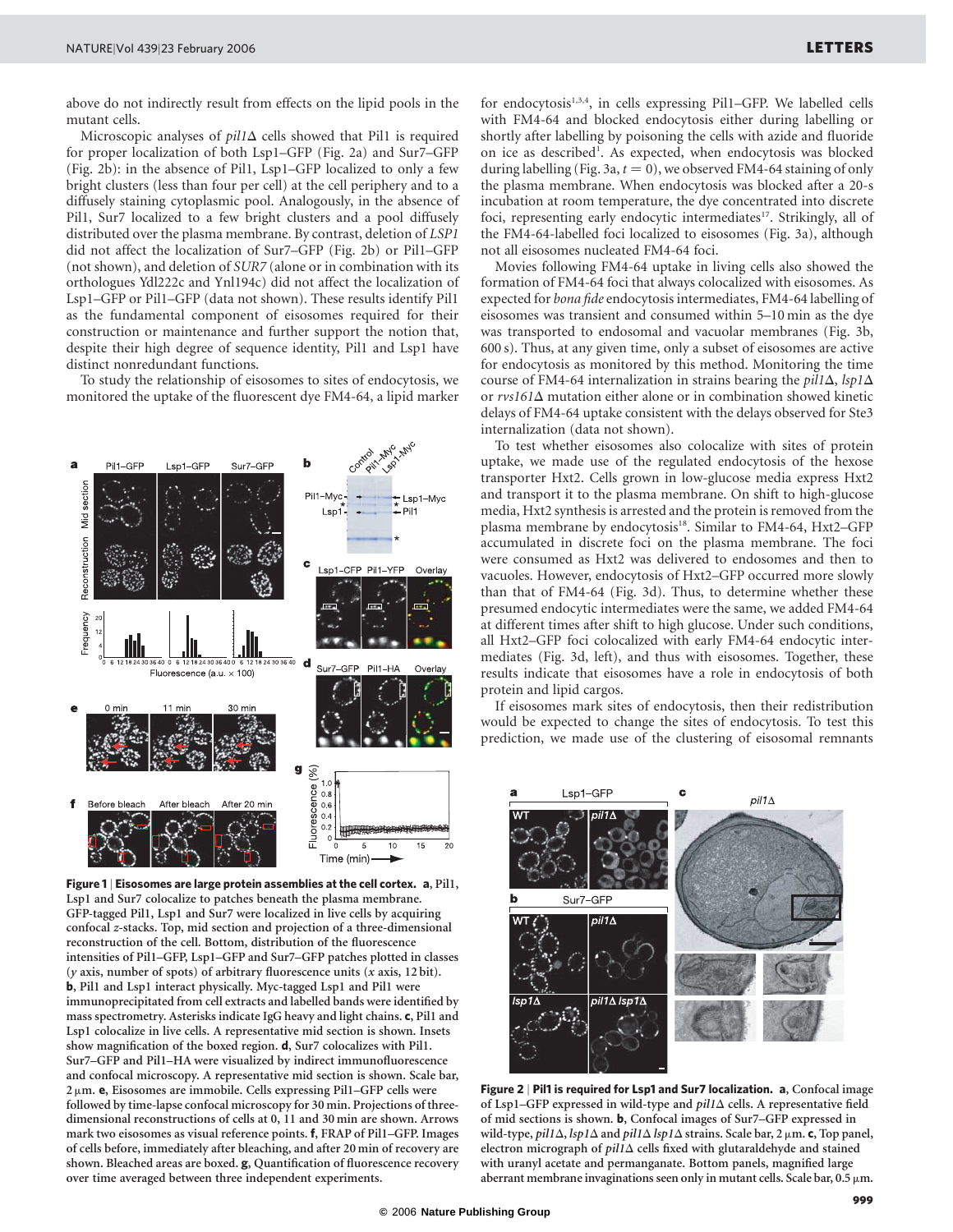above do not indirectly result from effects on the lipid pools in the mutant cells.

Microscopic analyses of *pil1Δ* cells showed that Pil1 is required for proper localization of both Lsp1–GFP (Fig. 2a) and Sur7–GFP (Fig. 2b): in the absence of Pil1, Lsp1–GFP localized to only a few bright clusters (less than four per cell) at the cell periphery and to a diffusely staining cytoplasmic pool. Analogously, in the absence of Pil1, Sur7 localized to a few bright clusters and a pool diffusely distributed over the plasma membrane. By contrast, deletion of *LSP1* did not affect the localization of Sur7–GFP (Fig. 2b) or Pil1–GFP (not shown), and deletion of *SUR7* (alone or in combination with its orthologues Ydl222c and Ynl194c) did not affect the localization of Lsp1–GFP or Pil1–GFP (data not shown). These results identify Pil1 as the fundamental component of eisosomes required for their construction or maintenance and further support the notion that, despite their high degree of sequence identity, Pil1 and Lsp1 have distinct nonredundant functions.

To study the relationship of eisosomes to sites of endocytosis, we monitored the uptake of the fluorescent dye FM4-64, a lipid marker for endocytosis[1,3,4], in cells expressing Pil1–GFP. We labelled cells with FM4-64 and blocked endocytosis either during labelling or shortly after labelling by poisoning the cells with azide and fluoride on ice as described[1]. As expected, when endocytosis was blocked during labelling (Fig. 3a, $t = 0$), we observed FM4-64 staining of only the plasma membrane. When endocytosis was blocked after a 20-s incubation at room temperature, the dye concentrated into discrete foci, representing early endocytic intermediates[17]. Strikingly, all of the FM4-64-labelled foci localized to eisosomes (Fig. 3a), although not all eisosomes nucleated FM4-64 foci.

Movies following FM4-64 uptake in living cells also showed the formation of FM4-64 foci that always colocalized with eisosomes. As expected for *bona fide* endocytosis intermediates, FM4-64 labelling of eisosomes was transient and consumed within 5–10 min as the dye was transported to endosomal and vacuolar membranes (Fig. 3b, 600 s). Thus, at any given time, only a subset of eisosomes are active for endocytosis as monitored by this method. Monitoring the time course of FM4-64 internalization in strains bearing the *pil1Δ*, *lsp1Δ* or *rvs161Δ* mutation either alone or in combination showed kinetic delays of FM4-64 uptake consistent with the delays observed for Ste3 internalization (data not shown).

To test whether eisosomes also colocalize with sites of protein uptake, we made use of the regulated endocytosis of the hexose transporter Hxt2. Cells grown in low-glucose media express Hxt2 and transport it to the plasma membrane. On shift to high-glucose media, Hxt2 synthesis is arrested and the protein is removed from the plasma membrane by endocytosis[18]. Similar to FM4-64, Hxt2–GFP accumulated in discrete foci on the plasma membrane. The foci were consumed as Hxt2 was delivered to endosomes and then to vacuoles. However, endocytosis of Hxt2–GFP occurred more slowly than that of FM4-64 (Fig. 3d). Thus, to determine whether these presumed endocytic intermediates were the same, we added FM4-64 at different times after shift to high glucose. Under such conditions, all Hxt2–GFP foci colocalized with early FM4-64 endocytic intermediates (Fig. 3d, left), and thus with eisosomes. Together, these results indicate that eisosomes have a role in endocytosis of both protein and lipid cargos.

If eisosomes mark sites of endocytosis, then their redistribution would be expected to change the sites of endocytosis. To test this prediction, we made use of the clustering of eisosomal remnants

**Figure 1 | Eisosomes are large protein assemblies at the cell cortex.** **a**, Pil1, Lsp1 and Sur7 colocalize to patches beneath the plasma membrane. GFP-tagged Pil1, Lsp1 and Sur7 were localized in live cells by acquiring confocal *z*-stacks. Top, mid section and projection of a three-dimensional reconstruction of the cell. Bottom, distribution of the fluorescence intensities of Pil1–GFP, Lsp1–GFP and Sur7–GFP patches plotted in classes (*y* axis, number of spots) of arbitrary fluorescence units (*x* axis, 12 bit). **b**, Pil1 and Lsp1 interact physically. Myc-tagged Lsp1 and Pil1 were immunoprecipitated from cell extracts and labelled bands were identified by mass spectrometry. Asterisks indicate IgG heavy and light chains. **c**, Pil1 and Lsp1 colocalize in live cells. A representative mid section is shown. Insets show magnification of the boxed region. **d**, Sur7 colocalizes with Pil1. Sur7–GFP and Pil1–HA were visualized by indirect immunofluorescence and confocal microscopy. A representative mid section is shown. Scale bar, 2 μm. **e**, Eisosomes are immobile. Cells expressing Pil1–GFP cells were followed by time-lapse confocal microscopy for 30 min. Projections of three-dimensional reconstructions of cells at 0, 11 and 30 min are shown. Arrows mark two eisosomes as visual reference points. **f**, FRAP of Pil1–GFP. Images of cells before, immediately after bleaching, and after 20 min of recovery are shown. Bleached areas are boxed. **g**, Quantification of fluorescence recovery over time averaged between three independent experiments.

**Figure 2 | Pil1 is required for Lsp1 and Sur7 localization.** **a**, Confocal image of Lsp1–GFP expressed in wild-type and *pil1Δ* cells. A representative field of mid sections is shown. **b**, Confocal images of Sur7–GFP expressed in wild-type, *pil1Δ*, *lsp1Δ* and *pil1Δ lsp1Δ* strains. Scale bar, 2 μm. **c**, Top panel, electron micrograph of *pil1Δ* cells fixed with glutaraldehyde and stained with uranyl acetate and permanganate. Bottom panels, magnified large aberrant membrane invaginations seen only in mutant cells. Scale bar, 0.5 μm.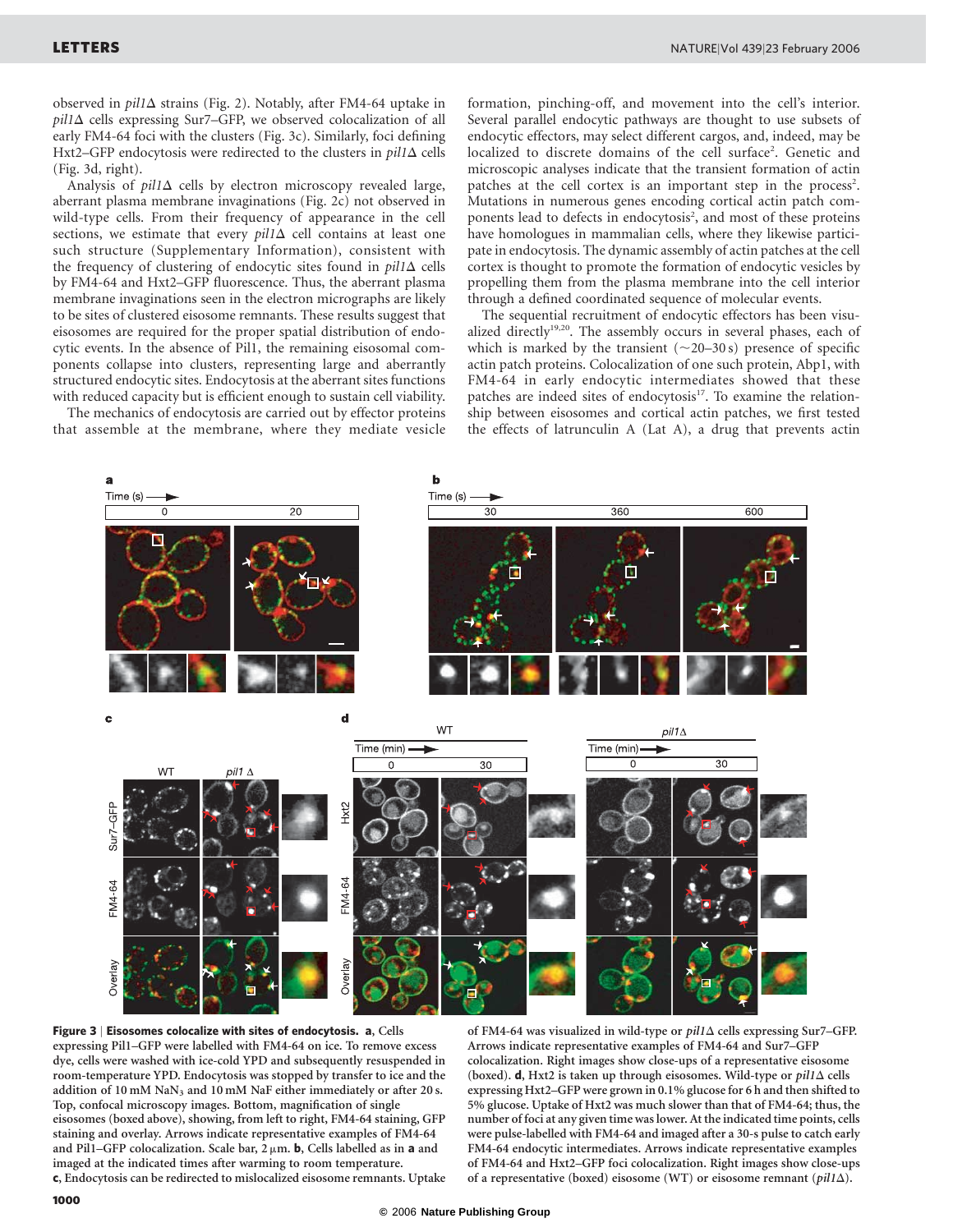observed in *pil1Δ* strains (Fig. 2). Notably, after FM4-64 uptake in *pil1Δ* cells expressing Sur7–GFP, we observed colocalization of all early FM4-64 foci with the clusters (Fig. 3c). Similarly, foci defining Hxt2–GFP endocytosis were redirected to the clusters in *pil1Δ* cells (Fig. 3d, right).

Analysis of *pil1Δ* cells by electron microscopy revealed large, aberrant plasma membrane invaginations (Fig. 2c) not observed in wild-type cells. From their frequency of appearance in the cell sections, we estimate that every *pil1Δ* cell contains at least one such structure (Supplementary Information), consistent with the frequency of clustering of endocytic sites found in *pil1Δ* cells by FM4-64 and Hxt2–GFP fluorescence. Thus, the aberrant plasma membrane invaginations seen in the electron micrographs are likely to be sites of clustered eisosome remnants. These results suggest that eisosomes are required for the proper spatial distribution of endocytic events. In the absence of Pil1, the remaining eisosomal components collapse into clusters, representing large and aberrantly structured endocytic sites. Endocytosis at the aberrant sites functions with reduced capacity but is efficient enough to sustain cell viability.

The mechanics of endocytosis are carried out by effector proteins that assemble at the membrane, where they mediate vesicle formation, pinching-off, and movement into the cell's interior. Several parallel endocytic pathways are thought to use subsets of endocytic effectors, may select different cargos, and, indeed, may be localized to discrete domains of the cell surface[2]. Genetic and microscopic analyses indicate that the transient formation of actin patches at the cell cortex is an important step in the process[2]. Mutations in numerous genes encoding cortical actin patch components lead to defects in endocytosis[2], and most of these proteins have homologues in mammalian cells, where they likewise participate in endocytosis. The dynamic assembly of actin patches at the cell cortex is thought to promote the formation of endocytic vesicles by propelling them from the plasma membrane into the cell interior through a defined coordinated sequence of molecular events.

The sequential recruitment of endocytic effectors has been visualized directly[19,20]. The assembly occurs in several phases, each of which is marked by the transient (~20–30 s) presence of specific actin patch proteins. Colocalization of one such protein, Abp1, with FM4-64 in early endocytic intermediates showed that these patches are indeed sites of endocytosis[17]. To examine the relationship between eisosomes and cortical actin patches, we first tested the effects of latrunculin A (Lat A), a drug that prevents actin

**Figure 3 | Eisosomes colocalize with sites of endocytosis. a**, Cells expressing Pil1–GFP were labelled with FM4-64 on ice. To remove excess dye, cells were washed with ice-cold YPD and subsequently resuspended in room-temperature YPD. Endocytosis was stopped by transfer to ice and the addition of 10 mM $NaN_3$ and 10 mM NaF either immediately or after 20 s. Top, confocal microscopy images. Bottom, magnification of single eisosomes (boxed above), showing, from left to right, FM4-64 staining, GFP staining and overlay. Arrows indicate representative examples of FM4-64 and Pil1–GFP colocalization. Scale bar, 2 μm. **b**, Cells labelled as in **a** and imaged at the indicated times after warming to room temperature. **c**, Endocytosis can be redirected to mislocalized eisosome remnants. Uptake of FM4-64 was visualized in wild-type or *pil1Δ* cells expressing Sur7–GFP. Arrows indicate representative examples of FM4-64 and Sur7–GFP colocalization. Right images show close-ups of a representative eisosome (boxed). **d**, Hxt2 is taken up through eisosomes. Wild-type or *pil1Δ* cells expressing Hxt2–GFP were grown in 0.1% glucose for 6 h and then shifted to 5% glucose. Uptake of Hxt2 was much slower than that of FM4-64; thus, the number of foci at any given time was lower. At the indicated time points, cells were pulse-labelled with FM4-64 and imaged after a 30-s pulse to catch early FM4-64 endocytic intermediates. Arrows indicate representative examples of FM4-64 and Hxt2–GFP foci colocalization. Right images show close-ups of a representative (boxed) eisosome (WT) or eisosome remnant (*pil1Δ*).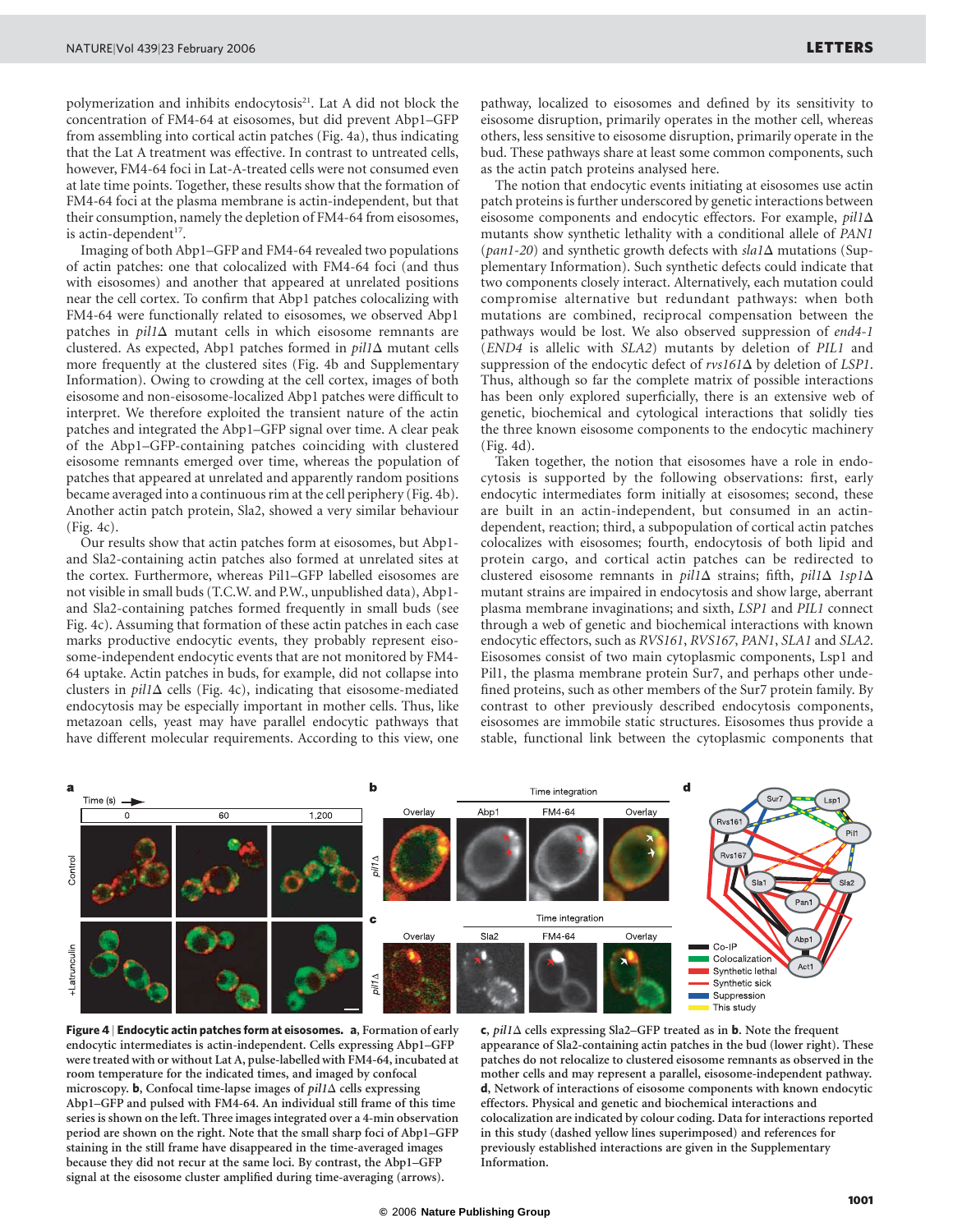polymerization and inhibits endocytosis[21]. Lat A did not block the concentration of FM4-64 at eisosomes, but did prevent Abp1–GFP from assembling into cortical actin patches (Fig. 4a), thus indicating that the Lat A treatment was effective. In contrast to untreated cells, however, FM4-64 foci in Lat-A-treated cells were not consumed even at late time points. Together, these results show that the formation of FM4-64 foci at the plasma membrane is actin-independent, but that their consumption, namely the depletion of FM4-64 from eisosomes, is actin-dependent[17].

Imaging of both Abp1–GFP and FM4-64 revealed two populations of actin patches: one that colocalized with FM4-64 foci (and thus with eisosomes) and another that appeared at unrelated positions near the cell cortex. To confirm that Abp1 patches colocalizing with FM4-64 were functionally related to eisosomes, we observed Abp1 patches in *pil1*Δ mutant cells in which eisosome remnants are clustered. As expected, Abp1 patches formed in *pil1*Δ mutant cells more frequently at the clustered sites (Fig. 4b and Supplementary Information). Owing to crowding at the cell cortex, images of both eisosome and non-eisosome-localized Abp1 patches were difficult to interpret. We therefore exploited the transient nature of the actin patches and integrated the Abp1–GFP signal over time. A clear peak of the Abp1–GFP-containing patches coinciding with clustered eisosome remnants emerged over time, whereas the population of patches that appeared at unrelated and apparently random positions became averaged into a continuous rim at the cell periphery (Fig. 4b). Another actin patch protein, Sla2, showed a very similar behaviour (Fig. 4c).

Our results show that actin patches form at eisosomes, but Abp1- and Sla2-containing actin patches also formed at unrelated sites at the cortex. Furthermore, whereas Pil1–GFP labelled eisosomes are not visible in small buds (T.C.W. and P.W., unpublished data), Abp1- and Sla2-containing patches formed frequently in small buds (see Fig. 4c). Assuming that formation of these actin patches in each case marks productive endocytic events, they probably represent eisosome-independent endocytic events that are not monitored by FM4-64 uptake. Actin patches in buds, for example, did not collapse into clusters in *pil1*Δ cells (Fig. 4c), indicating that eisosome-mediated endocytosis may be especially important in mother cells. Thus, like metazoan cells, yeast may have parallel endocytic pathways that have different molecular requirements. According to this view, one pathway, localized to eisosomes and defined by its sensitivity to eisosome disruption, primarily operates in the mother cell, whereas others, less sensitive to eisosome disruption, primarily operate in the bud. These pathways share at least some common components, such as the actin patch proteins analysed here.

The notion that endocytic events initiating at eisosomes use actin patch proteins is further underscored by genetic interactions between eisosome components and endocytic effectors. For example, *pil1*Δ mutants show synthetic lethality with a conditional allele of *PAN1* (*pan1-20*) and synthetic growth defects with *sla1*Δ mutations (Supplementary Information). Such synthetic defects could indicate that two components closely interact. Alternatively, each mutation could compromise alternative but redundant pathways: when both mutations are combined, reciprocal compensation between the pathways would be lost. We also observed suppression of *end4-1* (*END4* is allelic with *SLA2*) mutants by deletion of *PIL1* and suppression of the endocytic defect of *rvs161*Δ by deletion of *LSP1*. Thus, although so far the complete matrix of possible interactions has been only explored superficially, there is an extensive web of genetic, biochemical and cytological interactions that solidly ties the three known eisosome components to the endocytic machinery (Fig. 4d).

Taken together, the notion that eisosomes have a role in endocytosis is supported by the following observations: first, early endocytic intermediates form initially at eisosomes; second, these are built in an actin-independent, but consumed in an actin-dependent, reaction; third, a subpopulation of cortical actin patches colocalizes with eisosomes; fourth, endocytosis of both lipid and protein cargo, and cortical actin patches can be redirected to clustered eisosome remnants in *pil1*Δ strains; fifth, *pil1*Δ *lsp1*Δ mutant strains are impaired in endocytosis and show large, aberrant plasma membrane invaginations; and sixth, *LSP1* and *PIL1* connect through a web of genetic and biochemical interactions with known endocytic effectors, such as *RVS161*, *RVS167*, *PAN1*, *SLA1* and *SLA2*. Eisosomes consist of two main cytoplasmic components, Lsp1 and Pil1, the plasma membrane protein Sur7, and perhaps other undefined proteins, such as other members of the Sur7 protein family. By contrast to other previously described endocytosis components, eisosomes are immobile static structures. Eisosomes thus provide a stable, functional link between the cytoplasmic components that

**Figure 4 | Endocytic actin patches form at eisosomes.** **a**, Formation of early endocytic intermediates is actin-independent. Cells expressing Abp1–GFP were treated with or without Lat A, pulse-labelled with FM4-64, incubated at room temperature for the indicated times, and imaged by confocal microscopy. **b**, Confocal time-lapse images of *pil1*Δ cells expressing Abp1–GFP and pulsed with FM4-64. An individual still frame of this time series is shown on the left. Three images integrated over a 4-min observation period are shown on the right. Note that the small sharp foci of Abp1–GFP staining in the still frame have disappeared in the time-averaged images because they did not recur at the same loci. By contrast, the Abp1–GFP signal at the eisosome cluster amplified during time-averaging (arrows). **c**, *pil1*Δ cells expressing Sla2–GFP treated as in **b**. Note the frequent appearance of Sla2-containing actin patches in the bud (lower right). These patches do not relocalize to clustered eisosome remnants as observed in the mother cells and may represent a parallel, eisosome-independent pathway. **d**, Network of interactions of eisosome components with known endocytic effectors. Physical and genetic and biochemical interactions and colocalization are indicated by colour coding. Data for interactions reported in this study (dashed yellow lines superimposed) and references for previously established interactions are given in the Supplementary Information.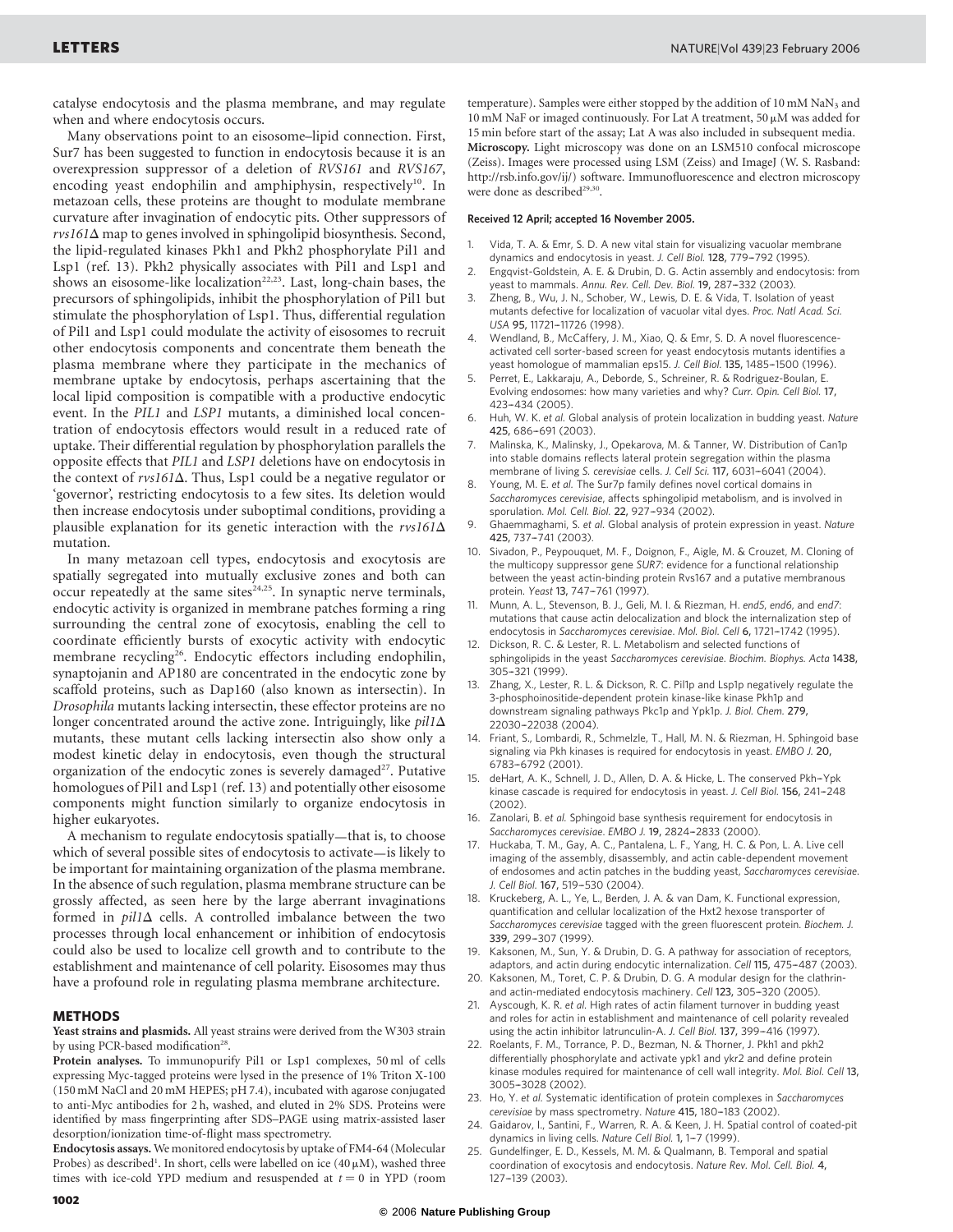catalyse endocytosis and the plasma membrane, and may regulate when and where endocytosis occurs.

Many observations point to an eisosome–lipid connection. First, Sur7 has been suggested to function in endocytosis because it is an overexpression suppressor of a deletion of *RVS161* and *RVS167*, encoding yeast endophilin and amphiphysin, respectively[10]. In metazoan cells, these proteins are thought to modulate membrane curvature after invagination of endocytic pits. Other suppressors of *rvs161*Δ map to genes involved in sphingolipid biosynthesis. Second, the lipid-regulated kinases Pkh1 and Pkh2 phosphorylate Pil1 and Lsp1 (ref. 13). Pkh2 physically associates with Pil1 and Lsp1 and shows an eisosome-like localization[22,23]. Last, long-chain bases, the precursors of sphingolipids, inhibit the phosphorylation of Pil1 but stimulate the phosphorylation of Lsp1. Thus, differential regulation of Pil1 and Lsp1 could modulate the activity of eisosomes to recruit other endocytosis components and concentrate them beneath the plasma membrane where they participate in the mechanics of membrane uptake by endocytosis, perhaps ascertaining that the local lipid composition is compatible with a productive endocytic event. In the *PIL1* and *LSP1* mutants, a diminished local concentration of endocytosis effectors would result in a reduced rate of uptake. Their differential regulation by phosphorylation parallels the opposite effects that *PIL1* and *LSP1* deletions have on endocytosis in the context of *rvs161*Δ. Thus, Lsp1 could be a negative regulator or 'governor', restricting endocytosis to a few sites. Its deletion would then increase endocytosis under suboptimal conditions, providing a plausible explanation for its genetic interaction with the *rvs161*Δ mutation.

In many metazoan cell types, endocytosis and exocytosis are spatially segregated into mutually exclusive zones and both can occur repeatedly at the same sites[24,25]. In synaptic nerve terminals, endocytic activity is organized in membrane patches forming a ring surrounding the central zone of exocytosis, enabling the cell to coordinate efficiently bursts of exocytic activity with endocytic membrane recycling[26]. Endocytic effectors including endophilin, synaptojanin and AP180 are concentrated in the endocytic zone by scaffold proteins, such as Dap160 (also known as intersectin). In *Drosophila* mutants lacking intersectin, these effector proteins are no longer concentrated around the active zone. Intriguingly, like *pil1*Δ mutants, these mutant cells lacking intersectin also show only a modest kinetic delay in endocytosis, even though the structural organization of the endocytic zones is severely damaged[27]. Putative homologues of Pil1 and Lsp1 (ref. 13) and potentially other eisosome components might function similarly to organize endocytosis in higher eukaryotes.

A mechanism to regulate endocytosis spatially—that is, to choose which of several possible sites of endocytosis to activate—is likely to be important for maintaining organization of the plasma membrane. In the absence of such regulation, plasma membrane structure can be grossly affected, as seen here by the large aberrant invaginations formed in *pil1*Δ cells. A controlled imbalance between the two processes through local enhancement or inhibition of endocytosis could also be used to localize cell growth and to contribute to the establishment and maintenance of cell polarity. Eisosomes may thus have a profound role in regulating plasma membrane architecture.

## METHODS

**Yeast strains and plasmids.** All yeast strains were derived from the W303 strain by using PCR-based modification[28].

**Protein analyses.** To immunopurify Pil1 or Lsp1 complexes, 50 ml of cells expressing Myc-tagged proteins were lysed in the presence of 1% Triton X-100 (150 mM NaCl and 20 mM HEPES; pH 7.4), incubated with agarose conjugated to anti-Myc antibodies for 2 h, washed, and eluted in 2% SDS. Proteins were identified by mass fingerprinting after SDS–PAGE using matrix-assisted laser desorption/ionization time-of-flight mass spectrometry.

**Endocytosis assays.** We monitored endocytosis by uptake of FM4-64 (Molecular Probes) as described[1]. In short, cells were labelled on ice (40 μM), washed three times with ice-cold YPD medium and resuspended at $t = 0$ in YPD (room temperature). Samples were either stopped by the addition of 10 mM $NaN_3$ and 10 mM NaF or imaged continuously. For Lat A treatment, 50 μM was added for 15 min before start of the assay; Lat A was also included in subsequent media.

**Microscopy.** Light microscopy was done on an LSM510 confocal microscope (Zeiss). Images were processed using LSM (Zeiss) and ImageJ (W. S. Rasband: http://rsb.info.gov/ij/) software. Immunofluorescence and electron microscopy were done as described[29,30].

**Received 12 April; accepted 16 November 2005.**

1. Vida, T. A. & Emr, S. D. A new vital stain for visualizing vacuolar membrane dynamics and endocytosis in yeast. *J. Cell Biol.* **128,** 779–792 (1995).
2. Engqvist-Goldstein, A. E. & Drubin, D. G. Actin assembly and endocytosis: from yeast to mammals. *Annu. Rev. Cell. Dev. Biol.* **19,** 287–332 (2003).
3. Zheng, B., Wu, J. N., Schober, W., Lewis, D. E. & Vida, T. Isolation of yeast mutants defective for localization of vacuolar vital dyes. *Proc. Natl Acad. Sci. USA* **95,** 11721–11726 (1998).
4. Wendland, B., McCaffery, J. M., Xiao, Q. & Emr, S. D. A novel fluorescence-activated cell sorter-based screen for yeast endocytosis mutants identifies a yeast homologue of mammalian eps15. *J. Cell Biol.* **135,** 1485–1500 (1996).
5. Perret, E., Lakkaraju, A., Deborde, S., Schreiner, R. & Rodriguez-Boulan, E. Evolving endosomes: how many varieties and why? *Curr. Opin. Cell Biol.* **17,** 423–434 (2005).
6. Huh, W. K. *et al.* Global analysis of protein localization in budding yeast. *Nature* **425,** 686–691 (2003).
7. Malinska, K., Malinsky, J., Opekarova, M. & Tanner, W. Distribution of Can1p into stable domains reflects lateral protein segregation within the plasma membrane of living *S. cerevisiae* cells. *J. Cell Sci.* **117,** 6031–6041 (2004).
8. Young, M. E. *et al.* The Sur7p family defines novel cortical domains in *Saccharomyces cerevisiae*, affects sphingolipid metabolism, and is involved in sporulation. *Mol. Cell. Biol.* **22,** 927–934 (2002).
9. Ghaemmaghami, S. *et al.* Global analysis of protein expression in yeast. *Nature* **425,** 737–741 (2003).
10. Sivadon, P., Peypouquet, M. F., Doignon, F., Aigle, M. & Crouzet, M. Cloning of the multicopy suppressor gene *SUR7*: evidence for a functional relationship between the yeast actin-binding protein Rvs167 and a putative membranous protein. *Yeast* **13,** 747–761 (1997).
11. Munn, A. L., Stevenson, B. J., Geli, M. I. & Riezman, H. *end5*, *end6*, and *end7*: mutations that cause actin delocalization and block the internalization step of endocytosis in *Saccharomyces cerevisiae*. *Mol. Biol. Cell* **6,** 1721–1742 (1995).
12. Dickson, R. C. & Lester, R. L. Metabolism and selected functions of sphingolipids in the yeast *Saccharomyces cerevisiae*. *Biochim. Biophys. Acta* **1438,** 305–321 (1999).
13. Zhang, X., Lester, R. L. & Dickson, R. C. Pil1p and Lsp1p negatively regulate the 3-phosphoinositide-dependent protein kinase-like kinase Pkh1p and downstream signaling pathways Pkc1p and Ypk1p. *J. Biol. Chem.* **279,** 22030–22038 (2004).
14. Friant, S., Lombardi, R., Schmelzle, T., Hall, M. N. & Riezman, H. Sphingoid base signaling via Pkh kinases is required for endocytosis in yeast. *EMBO J.* **20,** 6783–6792 (2001).
15. deHart, A. K., Schnell, J. D., Allen, D. A. & Hicke, L. The conserved Pkh–Ypk kinase cascade is required for endocytosis in yeast. *J. Cell Biol.* **156,** 241–248 (2002).
16. Zanolari, B. *et al.* Sphingoid base synthesis requirement for endocytosis in *Saccharomyces cerevisiae*. *EMBO J.* **19,** 2824–2833 (2000).
17. Huckaba, T. M., Gay, A. C., Pantalena, L. F., Yang, H. C. & Pon, L. A. Live cell imaging of the assembly, disassembly, and actin cable-dependent movement of endosomes and actin patches in the budding yeast, *Saccharomyces cerevisiae*. *J. Cell Biol.* **167,** 519–530 (2004).
18. Kruckeberg, A. L., Ye, L., Berden, J. A. & van Dam, K. Functional expression, quantification and cellular localization of the Hxt2 hexose transporter of *Saccharomyces cerevisiae* tagged with the green fluorescent protein. *Biochem. J.* **339,** 299–307 (1999).
19. Kaksonen, M., Sun, Y. & Drubin, D. G. A pathway for association of receptors, adaptors, and actin during endocytic internalization. *Cell* **115,** 475–487 (2003).
20. Kaksonen, M., Toret, C. P. & Drubin, D. G. A modular design for the clathrin- and actin-mediated endocytosis machinery. *Cell* **123,** 305–320 (2005).
21. Ayscough, K. R. *et al.* High rates of actin filament turnover in budding yeast and roles for actin in establishment and maintenance of cell polarity revealed using the actin inhibitor latrunculin-A. *J. Cell Biol.* **137,** 399–416 (1997).
22. Roelants, F. M., Torrance, P. D., Bezman, N. & Thorner, J. Pkh1 and pkh2 differentially phosphorylate and activate ypk1 and ykr2 and define protein kinase modules required for maintenance of cell wall integrity. *Mol. Biol. Cell* **13,** 3005–3028 (2002).
23. Ho, Y. *et al.* Systematic identification of protein complexes in *Saccharomyces cerevisiae* by mass spectrometry. *Nature* **415,** 180–183 (2002).
24. Gaidarov, I., Santini, F., Warren, R. A. & Keen, J. H. Spatial control of coated-pit dynamics in living cells. *Nature Cell Biol.* **1,** 1–7 (1999).
25. Gundelfinger, E. D., Kessels, M. M. & Qualmann, B. Temporal and spatial coordination of exocytosis and endocytosis. *Nature Rev. Mol. Cell. Biol.* **4,** 127–139 (2003).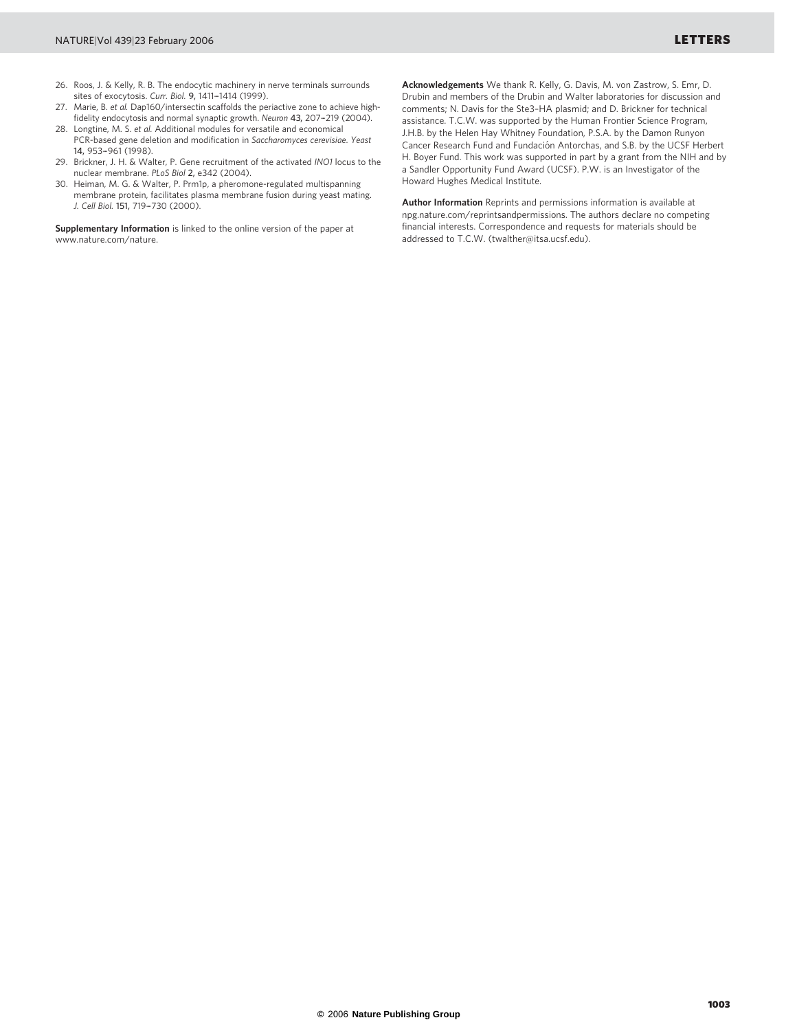26. Roos, J. & Kelly, R. B. The endocytic machinery in nerve terminals surrounds sites of exocytosis. *Curr. Biol.* **9,** 1411–1414 (1999).
27. Marie, B. *et al.* Dap160/intersectin scaffolds the periactive zone to achieve high-fidelity endocytosis and normal synaptic growth. *Neuron* **43,** 207–219 (2004).
28. Longtine, M. S. *et al.* Additional modules for versatile and economical PCR-based gene deletion and modification in *Saccharomyces cerevisiae*. *Yeast* **14,** 953–961 (1998).
29. Brickner, J. H. & Walter, P. Gene recruitment of the activated *INO1* locus to the nuclear membrane. *PLoS Biol* **2,** e342 (2004).
30. Heiman, M. G. & Walter, P. Prm1p, a pheromone-regulated multispanning membrane protein, facilitates plasma membrane fusion during yeast mating. *J. Cell Biol.* **151,** 719–730 (2000).

**Supplementary Information** is linked to the online version of the paper at www.nature.com/nature.

**Acknowledgements** We thank R. Kelly, G. Davis, M. von Zastrow, S. Emr, D. Drubin and members of the Drubin and Walter laboratories for discussion and comments; N. Davis for the Ste3–HA plasmid; and D. Brickner for technical assistance. T.C.W. was supported by the Human Frontier Science Program, J.H.B. by the Helen Hay Whitney Foundation, P.S.A. by the Damon Runyon Cancer Research Fund and Fundación Antorchas, and S.B. by the UCSF Herbert H. Boyer Fund. This work was supported in part by a grant from the NIH and by a Sandler Opportunity Fund Award (UCSF). P.W. is an Investigator of the Howard Hughes Medical Institute.

**Author Information** Reprints and permissions information is available at npg.nature.com/reprintsandpermissions. The authors declare no competing financial interests. Correspondence and requests for materials should be addressed to T.C.W. (twalther@itsa.ucsf.edu).